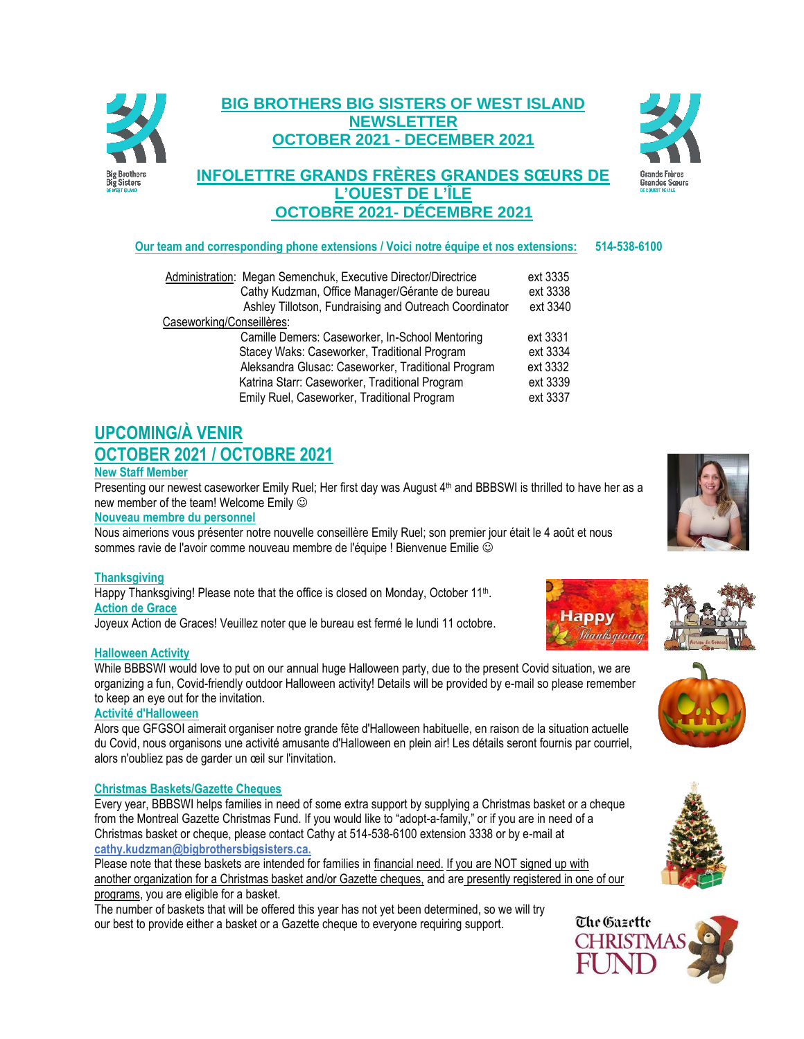# BIG BROTHERS BIG SISTERS OF WEST ISLAND NEWSLETTER OCTOBER 2021 - DECEMBER 2021

# INFOLETTRE GRANDS FRÈRES GRANDES SŒURS DE L'OUEST DE L'ÎLE OCTOBRE 2021- DÉCEMBRE 2021

**Our team and corresponding phone extensions / Voici notre équipe et nos extensions: 514-538-6100**

| | | |
|---|---|---|
| Administration: | Megan Semenchuk, Executive Director/Directrice | ext 3335 |
| | Cathy Kudzman, Office Manager/Gérante de bureau | ext 3338 |
| | Ashley Tillotson, Fundraising and Outreach Coordinator | ext 3340 |
| Caseworking/Conseillères: | | |
| | Camille Demers: Caseworker, In-School Mentoring | ext 3331 |
| | Stacey Waks: Caseworker, Traditional Program | ext 3334 |
| | Aleksandra Glusac: Caseworker, Traditional Program | ext 3332 |
| | Katrina Starr: Caseworker, Traditional Program | ext 3339 |
| | Emily Ruel, Caseworker, Traditional Program | ext 3337 |

## UPCOMING/À VENIR

## OCTOBER 2021 / OCTOBRE 2021

### New Staff Member

Presenting our newest caseworker Emily Ruel; Her first day was August 4th and BBBSWI is thrilled to have her as a new member of the team! Welcome Emily ☺

### Nouveau membre du personnel

Nous aimerions vous présenter notre nouvelle conseillère Emily Ruel; son premier jour était le 4 août et nous sommes ravie de l'avoir comme nouveau membre de l'équipe ! Bienvenue Emilie ☺

### Thanksgiving

Happy Thanksgiving! Please note that the office is closed on Monday, October 11th.

### Action de Grace

Joyeux Action de Graces! Veuillez noter que le bureau est fermé le lundi 11 octobre.

### Halloween Activity

While BBBSWI would love to put on our annual huge Halloween party, due to the present Covid situation, we are organizing a fun, Covid-friendly outdoor Halloween activity! Details will be provided by e-mail so please remember to keep an eye out for the invitation.

### Activité d'Halloween

Alors que GFGSOI aimerait organiser notre grande fête d'Halloween habituelle, en raison de la situation actuelle du Covid, nous organisons une activité amusante d'Halloween en plein air! Les détails seront fournis par courriel, alors n'oubliez pas de garder un œil sur l'invitation.

### Christmas Baskets/Gazette Cheques

Every year, BBBSWI helps families in need of some extra support by supplying a Christmas basket or a cheque from the Montreal Gazette Christmas Fund. If you would like to "adopt-a-family," or if you are in need of a Christmas basket or cheque, please contact Cathy at 514-538-6100 extension 3338 or by e-mail at **cathy.kudzman@bigbrothersbigsisters.ca.**

Please note that these baskets are intended for families in financial need. If you are NOT signed up with another organization for a Christmas basket and/or Gazette cheques, and are presently registered in one of our programs, you are eligible for a basket.

The number of baskets that will be offered this year has not yet been determined, so we will try our best to provide either a basket or a Gazette cheque to everyone requiring support.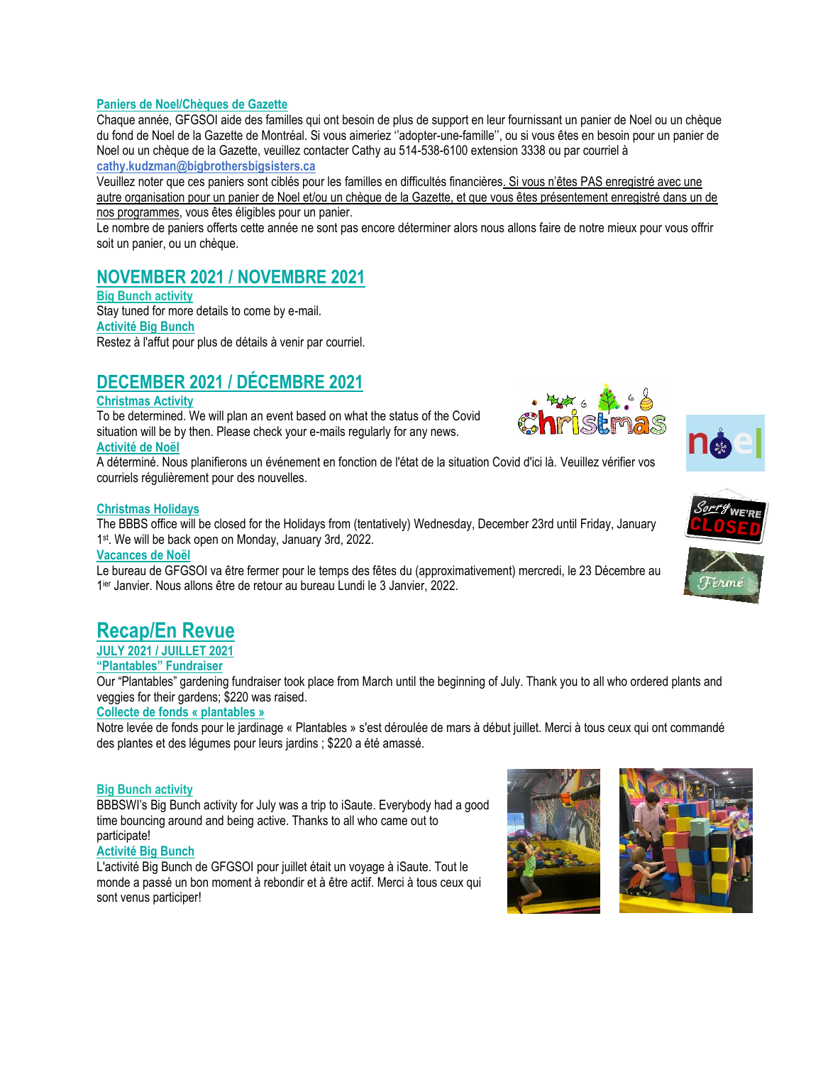### Paniers de Noel/Chèques de Gazette

Chaque année, GFGSOI aide des familles qui ont besoin de plus de support en leur fournissant un panier de Noel ou un chèque du fond de Noel de la Gazette de Montréal. Si vous aimeriez ''adopter-une-famille'', ou si vous êtes en besoin pour un panier de Noel ou un chèque de la Gazette, veuillez contacter Cathy au 514-538-6100 extension 3338 ou par courriel à **cathy.kudzman@bigbrothersbigsisters.ca**

Veuillez noter que ces paniers sont ciblés pour les familles en difficultés financières. Si vous n'êtes PAS enregistré avec une autre organisation pour un panier de Noel et/ou un chèque de la Gazette, et que vous êtes présentement enregistré dans un de nos programmes, vous êtes éligibles pour un panier.

Le nombre de paniers offerts cette année ne sont pas encore déterminer alors nous allons faire de notre mieux pour vous offrir soit un panier, ou un chèque.

## NOVEMBER 2021 / NOVEMBRE 2021

### Big Bunch activity

Stay tuned for more details to come by e-mail.

### Activité Big Bunch

Restez à l'affut pour plus de détails à venir par courriel.

## DECEMBER 2021 / DÉCEMBRE 2021

### Christmas Activity

To be determined. We will plan an event based on what the status of the Covid situation will be by then. Please check your e-mails regularly for any news.

### Activité de Noël

A déterminé. Nous planifierons un événement en fonction de l'état de la situation Covid d'ici là. Veuillez vérifier vos courriels régulièrement pour des nouvelles.

### Christmas Holidays

The BBBS office will be closed for the Holidays from (tentatively) Wednesday, December 23rd until Friday, January 1st. We will be back open on Monday, January 3rd, 2022.

### Vacances de Noël

Le bureau de GFGSOI va être fermer pour le temps des fêtes du (approximativement) mercredi, le 23 Décembre au 1ier Janvier. Nous allons être de retour au bureau Lundi le 3 Janvier, 2022.

# Recap/En Revue

## JULY 2021 / JUILLET 2021

### "Plantables" Fundraiser

Our "Plantables" gardening fundraiser took place from March until the beginning of July. Thank you to all who ordered plants and veggies for their gardens; $220 was raised.

### Collecte de fonds « plantables »

Notre levée de fonds pour le jardinage « Plantables » s'est déroulée de mars à début juillet. Merci à tous ceux qui ont commandé des plantes et des légumes pour leurs jardins ; $220 a été amassé.

### Big Bunch activity

BBBSWI's Big Bunch activity for July was a trip to iSaute. Everybody had a good time bouncing around and being active. Thanks to all who came out to participate!

### Activité Big Bunch

L'activité Big Bunch de GFGSOI pour juillet était un voyage à iSaute. Tout le monde a passé un bon moment à rebondir et à être actif. Merci à tous ceux qui sont venus participer!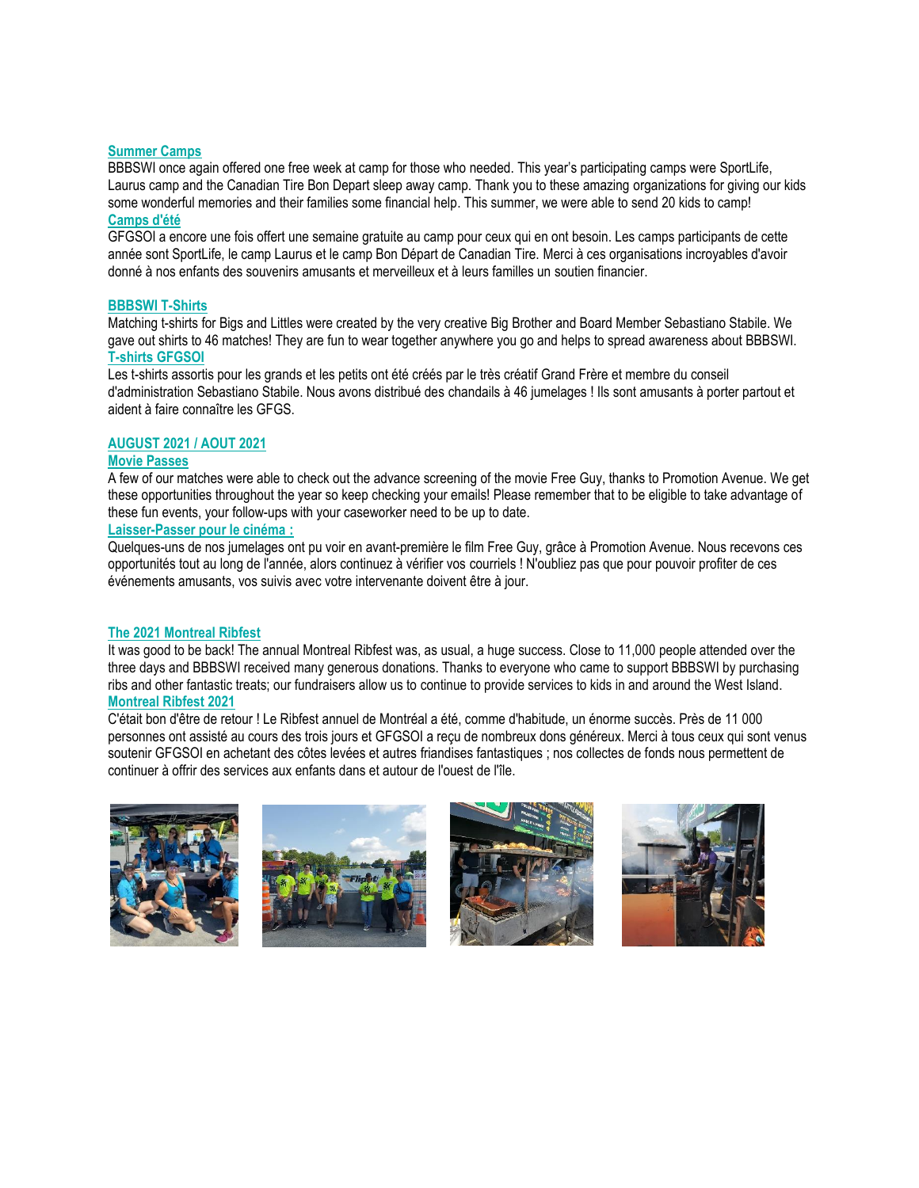### Summer Camps

BBBSWI once again offered one free week at camp for those who needed. This year's participating camps were SportLife, Laurus camp and the Canadian Tire Bon Depart sleep away camp. Thank you to these amazing organizations for giving our kids some wonderful memories and their families some financial help. This summer, we were able to send 20 kids to camp!

### Camps d'été

GFGSOI a encore une fois offert une semaine gratuite au camp pour ceux qui en ont besoin. Les camps participants de cette année sont SportLife, le camp Laurus et le camp Bon Départ de Canadian Tire. Merci à ces organisations incroyables d'avoir donné à nos enfants des souvenirs amusants et merveilleux et à leurs familles un soutien financier.

### BBBSWI T-Shirts

Matching t-shirts for Bigs and Littles were created by the very creative Big Brother and Board Member Sebastiano Stabile. We gave out shirts to 46 matches! They are fun to wear together anywhere you go and helps to spread awareness about BBBSWI.

### T-shirts GFGSOI

Les t-shirts assortis pour les grands et les petits ont été créés par le très créatif Grand Frère et membre du conseil d'administration Sebastiano Stabile. Nous avons distribué des chandails à 46 jumelages ! Ils sont amusants à porter partout et aident à faire connaître les GFGS.

## AUGUST 2021 / AOUT 2021

### Movie Passes

A few of our matches were able to check out the advance screening of the movie Free Guy, thanks to Promotion Avenue. We get these opportunities throughout the year so keep checking your emails! Please remember that to be eligible to take advantage of these fun events, your follow-ups with your caseworker need to be up to date.

### Laisser-Passer pour le cinéma :

Quelques-uns de nos jumelages ont pu voir en avant-première le film Free Guy, grâce à Promotion Avenue. Nous recevons ces opportunités tout au long de l'année, alors continuez à vérifier vos courriels ! N'oubliez pas que pour pouvoir profiter de ces événements amusants, vos suivis avec votre intervenante doivent être à jour.

### The 2021 Montreal Ribfest

It was good to be back! The annual Montreal Ribfest was, as usual, a huge success. Close to 11,000 people attended over the three days and BBBSWI received many generous donations. Thanks to everyone who came to support BBBSWI by purchasing ribs and other fantastic treats; our fundraisers allow us to continue to provide services to kids in and around the West Island.

### Montreal Ribfest 2021

C'était bon d'être de retour ! Le Ribfest annuel de Montréal a été, comme d'habitude, un énorme succès. Près de 11 000 personnes ont assisté au cours des trois jours et GFGSOI a reçu de nombreux dons généreux. Merci à tous ceux qui sont venus soutenir GFGSOI en achetant des côtes levées et autres friandises fantastiques ; nos collectes de fonds nous permettent de continuer à offrir des services aux enfants dans et autour de l'ouest de l'île.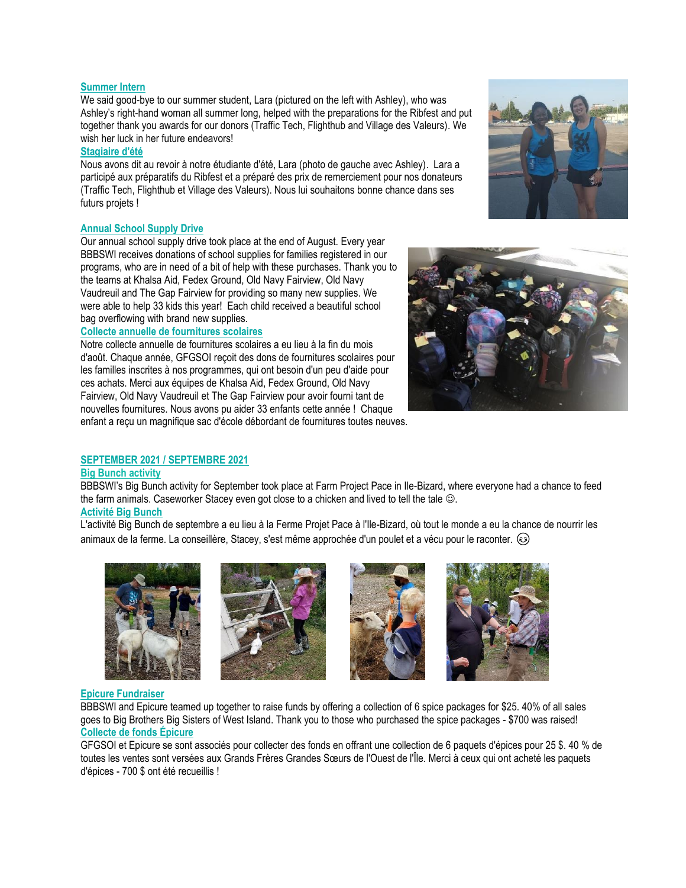### Summer Intern

We said good-bye to our summer student, Lara (pictured on the left with Ashley), who was Ashley's right-hand woman all summer long, helped with the preparations for the Ribfest and put together thank you awards for our donors (Traffic Tech, Flighthub and Village des Valeurs). We wish her luck in her future endeavors!

### Stagiaire d'été

Nous avons dit au revoir à notre étudiante d'été, Lara (photo de gauche avec Ashley). Lara a participé aux préparatifs du Ribfest et a préparé des prix de remerciement pour nos donateurs (Traffic Tech, Flighthub et Village des Valeurs). Nous lui souhaitons bonne chance dans ses futurs projets !

### Annual School Supply Drive

Our annual school supply drive took place at the end of August. Every year BBBSWI receives donations of school supplies for families registered in our programs, who are in need of a bit of help with these purchases. Thank you to the teams at Khalsa Aid, Fedex Ground, Old Navy Fairview, Old Navy Vaudreuil and The Gap Fairview for providing so many new supplies. We were able to help 33 kids this year! Each child received a beautiful school bag overflowing with brand new supplies.

### Collecte annuelle de fournitures scolaires

Notre collecte annuelle de fournitures scolaires a eu lieu à la fin du mois d'août. Chaque année, GFGSOI reçoit des dons de fournitures scolaires pour les familles inscrites à nos programmes, qui ont besoin d'un peu d'aide pour ces achats. Merci aux équipes de Khalsa Aid, Fedex Ground, Old Navy Fairview, Old Navy Vaudreuil et The Gap Fairview pour avoir fourni tant de nouvelles fournitures. Nous avons pu aider 33 enfants cette année ! Chaque enfant a reçu un magnifique sac d'école débordant de fournitures toutes neuves.

## SEPTEMBER 2021 / SEPTEMBRE 2021

### Big Bunch activity

BBBSWI's Big Bunch activity for September took place at Farm Project Pace in Ile-Bizard, where everyone had a chance to feed the farm animals. Caseworker Stacey even got close to a chicken and lived to tell the tale ☺.

### Activité Big Bunch

L'activité Big Bunch de septembre a eu lieu à la Ferme Projet Pace à l'Ile-Bizard, où tout le monde a eu la chance de nourrir les animaux de la ferme. La conseillère, Stacey, s'est même approchée d'un poulet et a vécu pour le raconter. 😉

### Epicure Fundraiser

BBBSWI and Epicure teamed up together to raise funds by offering a collection of 6 spice packages for $25. 40% of all sales goes to Big Brothers Big Sisters of West Island. Thank you to those who purchased the spice packages - $700 was raised!

### Collecte de fonds Épicure

GFGSOI et Epicure se sont associés pour collecter des fonds en offrant une collection de 6 paquets d'épices pour 25 $. 40 % de toutes les ventes sont versées aux Grands Frères Grandes Sœurs de l'Ouest de l'Île. Merci à ceux qui ont acheté les paquets d'épices - 700 $ ont été recueillis !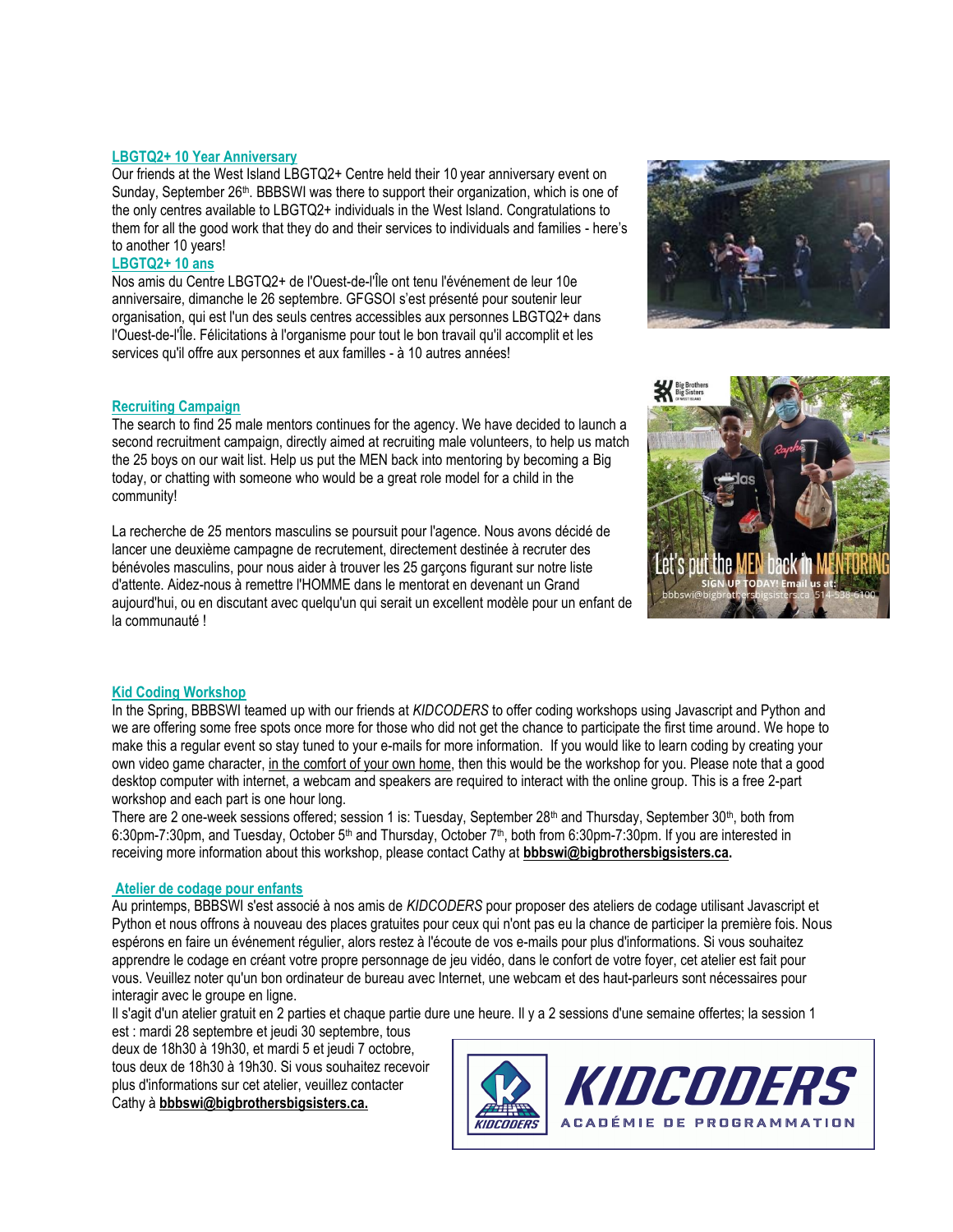### LBGTQ2+ 10 Year Anniversary

Our friends at the West Island LBGTQ2+ Centre held their 10 year anniversary event on Sunday, September 26th. BBBSWI was there to support their organization, which is one of the only centres available to LBGTQ2+ individuals in the West Island. Congratulations to them for all the good work that they do and their services to individuals and families - here's to another 10 years!

### LBGTQ2+ 10 ans

Nos amis du Centre LBGTQ2+ de l'Ouest-de-l'Île ont tenu l'événement de leur 10e anniversaire, dimanche le 26 septembre. GFGSOI s'est présenté pour soutenir leur organisation, qui est l'un des seuls centres accessibles aux personnes LBGTQ2+ dans l'Ouest-de-l'Île. Félicitations à l'organisme pour tout le bon travail qu'il accomplit et les services qu'il offre aux personnes et aux familles - à 10 autres années!

### Recruiting Campaign

The search to find 25 male mentors continues for the agency. We have decided to launch a second recruitment campaign, directly aimed at recruiting male volunteers, to help us match the 25 boys on our wait list. Help us put the MEN back into mentoring by becoming a Big today, or chatting with someone who would be a great role model for a child in the community!

La recherche de 25 mentors masculins se poursuit pour l'agence. Nous avons décidé de lancer une deuxième campagne de recrutement, directement destinée à recruter des bénévoles masculins, pour nous aider à trouver les 25 garçons figurant sur notre liste d'attente. Aidez-nous à remettre l'HOMME dans le mentorat en devenant un Grand aujourd'hui, ou en discutant avec quelqu'un qui serait un excellent modèle pour un enfant de la communauté !

### Kid Coding Workshop

In the Spring, BBBSWI teamed up with our friends at *KIDCODERS* to offer coding workshops using Javascript and Python and we are offering some free spots once more for those who did not get the chance to participate the first time around. We hope to make this a regular event so stay tuned to your e-mails for more information. If you would like to learn coding by creating your own video game character, in the comfort of your own home, then this would be the workshop for you. Please note that a good desktop computer with internet, a webcam and speakers are required to interact with the online group. This is a free 2-part workshop and each part is one hour long.
There are 2 one-week sessions offered; session 1 is: Tuesday, September 28th and Thursday, September 30th, both from 6:30pm-7:30pm, and Tuesday, October 5th and Thursday, October 7th, both from 6:30pm-7:30pm. If you are interested in receiving more information about this workshop, please contact Cathy at **bbbswi@bigbrothersbigsisters.ca.**

### Atelier de codage pour enfants

Au printemps, BBBSWI s'est associé à nos amis de *KIDCODERS* pour proposer des ateliers de codage utilisant Javascript et Python et nous offrons à nouveau des places gratuites pour ceux qui n'ont pas eu la chance de participer la première fois. Nous espérons en faire un événement régulier, alors restez à l'écoute de vos e-mails pour plus d'informations. Si vous souhaitez apprendre le codage en créant votre propre personnage de jeu vidéo, dans le confort de votre foyer, cet atelier est fait pour vous. Veuillez noter qu'un bon ordinateur de bureau avec Internet, une webcam et des haut-parleurs sont nécessaires pour interagir avec le groupe en ligne.
Il s'agit d'un atelier gratuit en 2 parties et chaque partie dure une heure. Il y a 2 sessions d'une semaine offertes; la session 1 est : mardi 28 septembre et jeudi 30 septembre, tous deux de 18h30 à 19h30, et mardi 5 et jeudi 7 octobre, tous deux de 18h30 à 19h30. Si vous souhaitez recevoir plus d'informations sur cet atelier, veuillez contacter Cathy à **bbbswi@bigbrothersbigsisters.ca.**